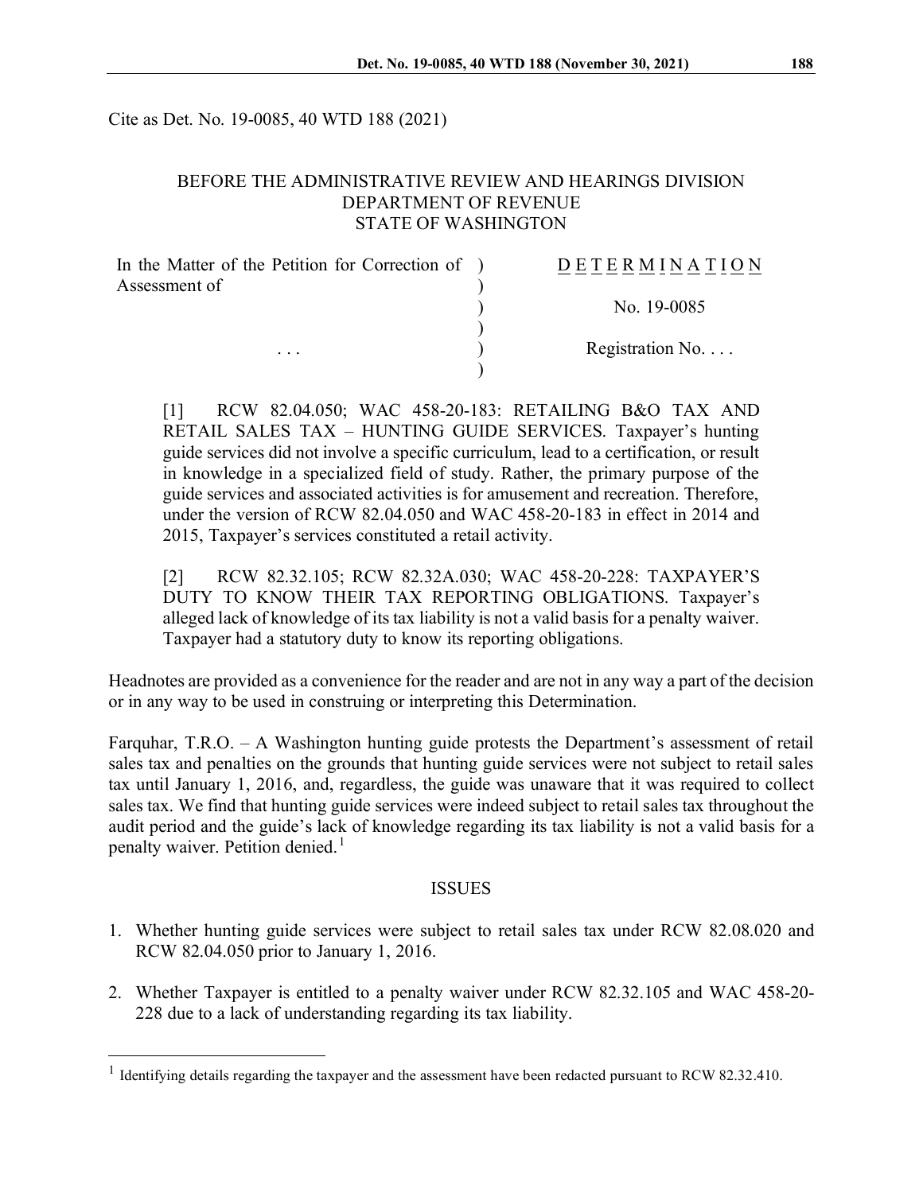Cite as Det. No. 19-0085, 40 WTD 188 (2021)

BEFORE THE ADMINISTRATIVE REVIEW AND HEARINGS DIVISION
DEPARTMENT OF REVENUE
STATE OF WASHINGTON

| | | |
|---|---|---|
| In the Matter of the Petition for Correction of Assessment of | ) | D E T E R M I N A T I O N |
| | ) | No. 19-0085 |
| . . . | ) | Registration No. . . . |

[1] RCW 82.04.050; WAC 458-20-183: RETAILING B&O TAX AND RETAIL SALES TAX – HUNTING GUIDE SERVICES. Taxpayer's hunting guide services did not involve a specific curriculum, lead to a certification, or result in knowledge in a specialized field of study. Rather, the primary purpose of the guide services and associated activities is for amusement and recreation. Therefore, under the version of RCW 82.04.050 and WAC 458-20-183 in effect in 2014 and 2015, Taxpayer's services constituted a retail activity.

[2] RCW 82.32.105; RCW 82.32A.030; WAC 458-20-228: TAXPAYER'S DUTY TO KNOW THEIR TAX REPORTING OBLIGATIONS. Taxpayer's alleged lack of knowledge of its tax liability is not a valid basis for a penalty waiver. Taxpayer had a statutory duty to know its reporting obligations.

Headnotes are provided as a convenience for the reader and are not in any way a part of the decision or in any way to be used in construing or interpreting this Determination.

Farquhar, T.R.O. – A Washington hunting guide protests the Department's assessment of retail sales tax and penalties on the grounds that hunting guide services were not subject to retail sales tax until January 1, 2016, and, regardless, the guide was unaware that it was required to collect sales tax. We find that hunting guide services were indeed subject to retail sales tax throughout the audit period and the guide's lack of knowledge regarding its tax liability is not a valid basis for a penalty waiver. Petition denied.[1]

## ISSUES

1. Whether hunting guide services were subject to retail sales tax under RCW 82.08.020 and RCW 82.04.050 prior to January 1, 2016.

2. Whether Taxpayer is entitled to a penalty waiver under RCW 82.32.105 and WAC 458-20-228 due to a lack of understanding regarding its tax liability.

[1] Identifying details regarding the taxpayer and the assessment have been redacted pursuant to RCW 82.32.410.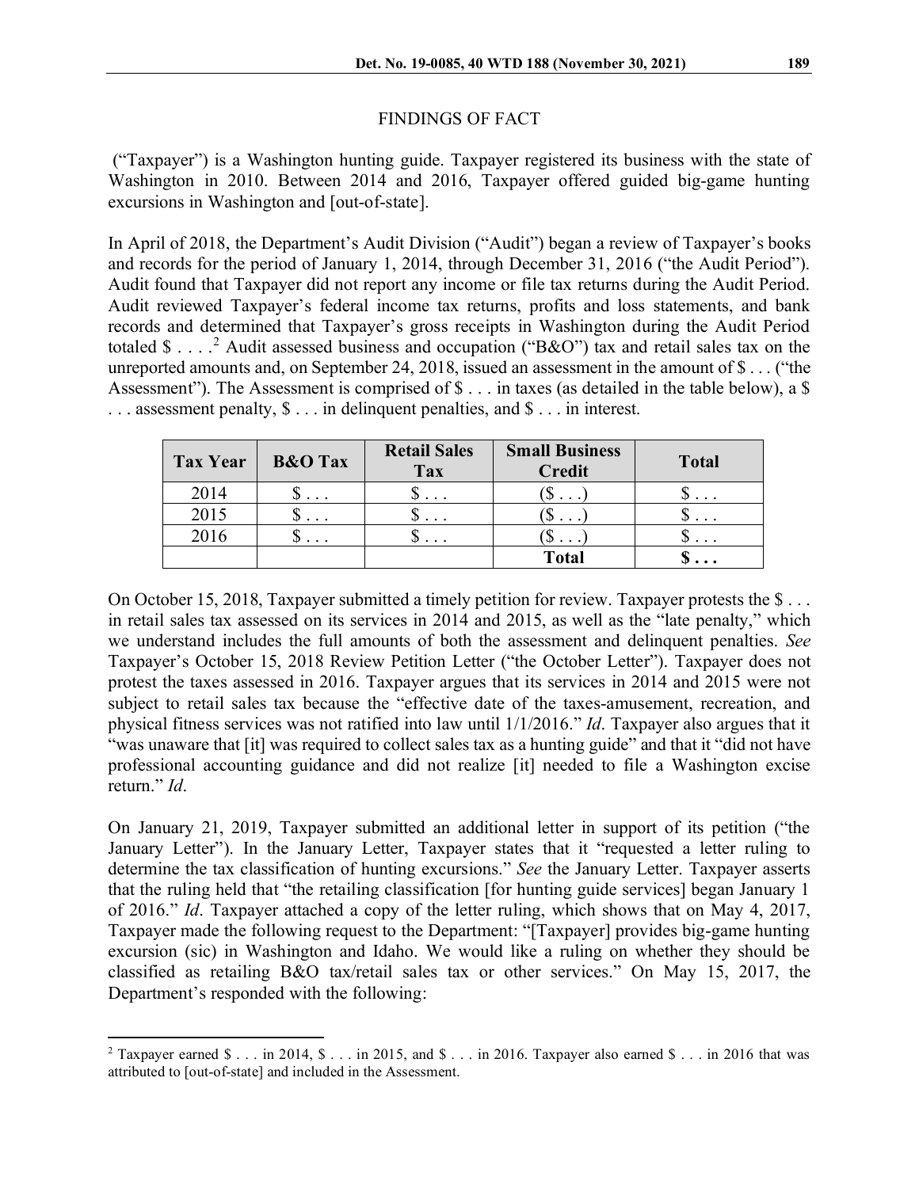## FINDINGS OF FACT

("Taxpayer") is a Washington hunting guide. Taxpayer registered its business with the state of Washington in 2010. Between 2014 and 2016, Taxpayer offered guided big-game hunting excursions in Washington and [out-of-state].

In April of 2018, the Department's Audit Division ("Audit") began a review of Taxpayer's books and records for the period of January 1, 2014, through December 31, 2016 ("the Audit Period"). Audit found that Taxpayer did not report any income or file tax returns during the Audit Period. Audit reviewed Taxpayer's federal income tax returns, profits and loss statements, and bank records and determined that Taxpayer's gross receipts in Washington during the Audit Period totaled $ . . . .[2] Audit assessed business and occupation ("B&O") tax and retail sales tax on the unreported amounts and, on September 24, 2018, issued an assessment in the amount of $ . . . ("the Assessment"). The Assessment is comprised of $ . . . in taxes (as detailed in the table below), a $ . . . assessment penalty, $ . . . in delinquent penalties, and $ . . . in interest.

| Tax Year | B&O Tax | Retail Sales Tax | Small Business Credit | Total |
|---|---|---|---|---|
| 2014 | $ . . . | $ . . . | ($ . . .) | $ . . . |
| 2015 | $ . . . | $ . . . | ($ . . .) | $ . . . |
| 2016 | $ . . . | $ . . . | ($ . . .) | $ . . . |
| | | | **Total** | **$ . . .** |

On October 15, 2018, Taxpayer submitted a timely petition for review. Taxpayer protests the $ . . . in retail sales tax assessed on its services in 2014 and 2015, as well as the "late penalty," which we understand includes the full amounts of both the assessment and delinquent penalties. *See* Taxpayer's October 15, 2018 Review Petition Letter ("the October Letter"). Taxpayer does not protest the taxes assessed in 2016. Taxpayer argues that its services in 2014 and 2015 were not subject to retail sales tax because the "effective date of the taxes-amusement, recreation, and physical fitness services was not ratified into law until 1/1/2016." *Id*. Taxpayer also argues that it "was unaware that [it] was required to collect sales tax as a hunting guide" and that it "did not have professional accounting guidance and did not realize [it] needed to file a Washington excise return." *Id*.

On January 21, 2019, Taxpayer submitted an additional letter in support of its petition ("the January Letter"). In the January Letter, Taxpayer states that it "requested a letter ruling to determine the tax classification of hunting excursions." *See* the January Letter. Taxpayer asserts that the ruling held that "the retailing classification [for hunting guide services] began January 1 of 2016." *Id*. Taxpayer attached a copy of the letter ruling, which shows that on May 4, 2017, Taxpayer made the following request to the Department: "[Taxpayer] provides big-game hunting excursion (sic) in Washington and Idaho. We would like a ruling on whether they should be classified as retailing B&O tax/retail sales tax or other services." On May 15, 2017, the Department's responded with the following:

[2] Taxpayer earned $ . . . in 2014, $ . . . in 2015, and $ . . . in 2016. Taxpayer also earned $ . . . in 2016 that was attributed to [out-of-state] and included in the Assessment.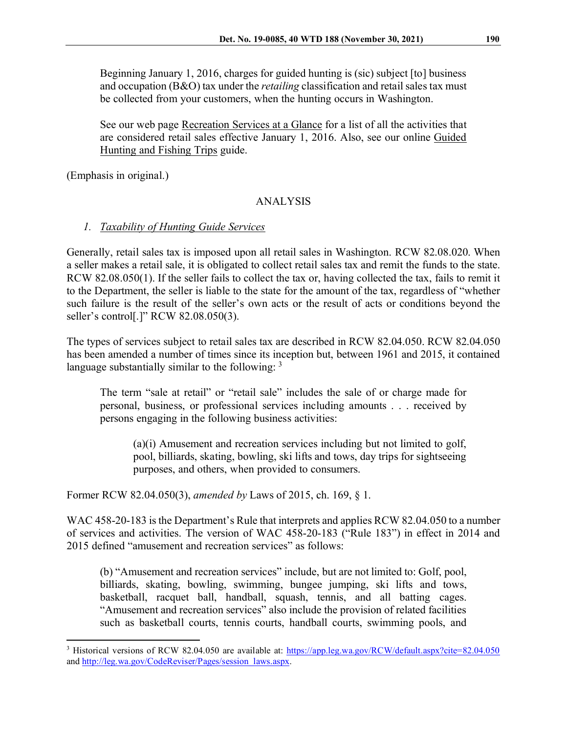> Beginning January 1, 2016, charges for guided hunting is (sic) subject [to] business and occupation (B&O) tax under the *retailing* classification and retail sales tax must be collected from your customers, when the hunting occurs in Washington.
>
> See our web page Recreation Services at a Glance for a list of all the activities that are considered retail sales effective January 1, 2016. Also, see our online Guided Hunting and Fishing Trips guide.

(Emphasis in original.)

## ANALYSIS

### 1. *Taxability of Hunting Guide Services*

Generally, retail sales tax is imposed upon all retail sales in Washington. RCW 82.08.020. When a seller makes a retail sale, it is obligated to collect retail sales tax and remit the funds to the state. RCW 82.08.050(1). If the seller fails to collect the tax or, having collected the tax, fails to remit it to the Department, the seller is liable to the state for the amount of the tax, regardless of "whether such failure is the result of the seller's own acts or the result of acts or conditions beyond the seller's control[.]" RCW 82.08.050(3).

The types of services subject to retail sales tax are described in RCW 82.04.050. RCW 82.04.050 has been amended a number of times since its inception but, between 1961 and 2015, it contained language substantially similar to the following: [3]

> The term "sale at retail" or "retail sale" includes the sale of or charge made for personal, business, or professional services including amounts . . . received by persons engaging in the following business activities:
>
> > (a)(i) Amusement and recreation services including but not limited to golf, pool, billiards, skating, bowling, ski lifts and tows, day trips for sightseeing purposes, and others, when provided to consumers.

Former RCW 82.04.050(3), *amended by* Laws of 2015, ch. 169, § 1.

WAC 458-20-183 is the Department's Rule that interprets and applies RCW 82.04.050 to a number of services and activities. The version of WAC 458-20-183 ("Rule 183") in effect in 2014 and 2015 defined "amusement and recreation services" as follows:

> (b) "Amusement and recreation services" include, but are not limited to: Golf, pool, billiards, skating, bowling, swimming, bungee jumping, ski lifts and tows, basketball, racquet ball, handball, squash, tennis, and all batting cages. "Amusement and recreation services" also include the provision of related facilities such as basketball courts, tennis courts, handball courts, swimming pools, and

---

[3] Historical versions of RCW 82.04.050 are available at: https://app.leg.wa.gov/RCW/default.aspx?cite=82.04.050 and http://leg.wa.gov/CodeReviser/Pages/session_laws.aspx.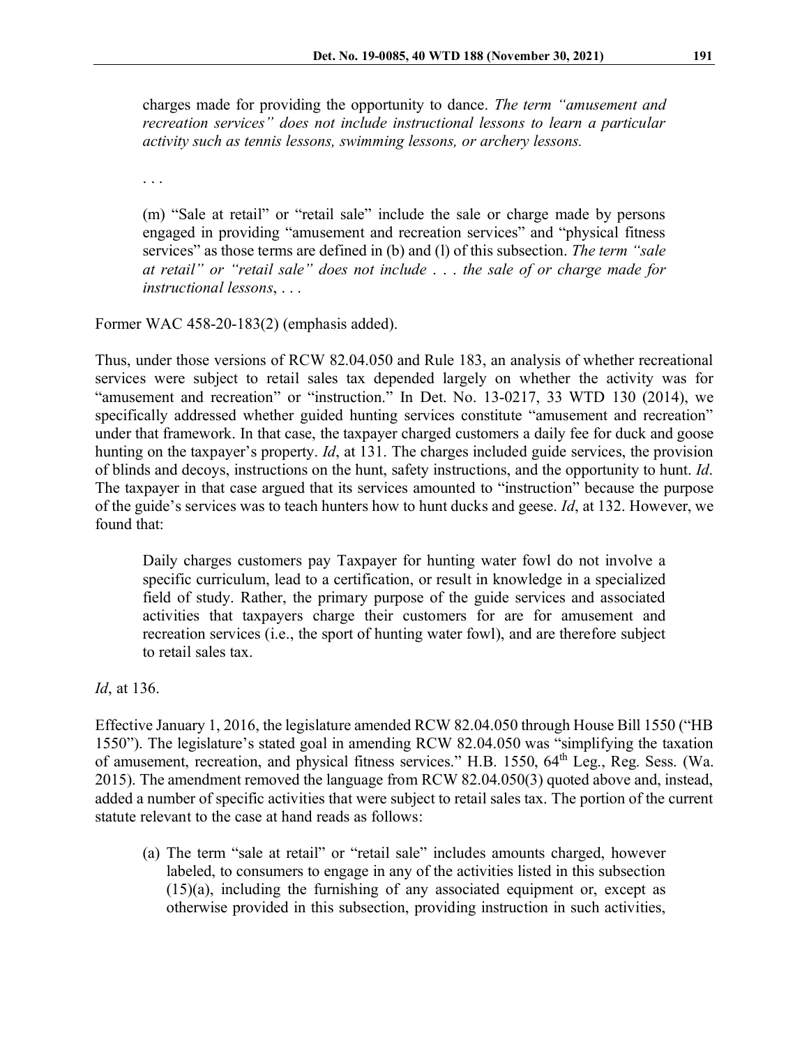> charges made for providing the opportunity to dance. *The term "amusement and recreation services" does not include instructional lessons to learn a particular activity such as tennis lessons, swimming lessons, or archery lessons.*
>
> . . .
>
> (m) "Sale at retail" or "retail sale" include the sale or charge made by persons engaged in providing "amusement and recreation services" and "physical fitness services" as those terms are defined in (b) and (l) of this subsection. *The term "sale at retail" or "retail sale" does not include . . . the sale of or charge made for instructional lessons*, . . .

Former WAC 458-20-183(2) (emphasis added).

Thus, under those versions of RCW 82.04.050 and Rule 183, an analysis of whether recreational services were subject to retail sales tax depended largely on whether the activity was for "amusement and recreation" or "instruction." In Det. No. 13-0217, 33 WTD 130 (2014), we specifically addressed whether guided hunting services constitute "amusement and recreation" under that framework. In that case, the taxpayer charged customers a daily fee for duck and goose hunting on the taxpayer's property. *Id*, at 131. The charges included guide services, the provision of blinds and decoys, instructions on the hunt, safety instructions, and the opportunity to hunt. *Id*. The taxpayer in that case argued that its services amounted to "instruction" because the purpose of the guide's services was to teach hunters how to hunt ducks and geese. *Id*, at 132. However, we found that:

> Daily charges customers pay Taxpayer for hunting water fowl do not involve a specific curriculum, lead to a certification, or result in knowledge in a specialized field of study. Rather, the primary purpose of the guide services and associated activities that taxpayers charge their customers for are for amusement and recreation services (i.e., the sport of hunting water fowl), and are therefore subject to retail sales tax.

*Id*, at 136.

Effective January 1, 2016, the legislature amended RCW 82.04.050 through House Bill 1550 ("HB 1550"). The legislature's stated goal in amending RCW 82.04.050 was "simplifying the taxation of amusement, recreation, and physical fitness services." H.B. 1550, 64th Leg., Reg. Sess. (Wa. 2015). The amendment removed the language from RCW 82.04.050(3) quoted above and, instead, added a number of specific activities that were subject to retail sales tax. The portion of the current statute relevant to the case at hand reads as follows:

> (a) The term "sale at retail" or "retail sale" includes amounts charged, however labeled, to consumers to engage in any of the activities listed in this subsection (15)(a), including the furnishing of any associated equipment or, except as otherwise provided in this subsection, providing instruction in such activities,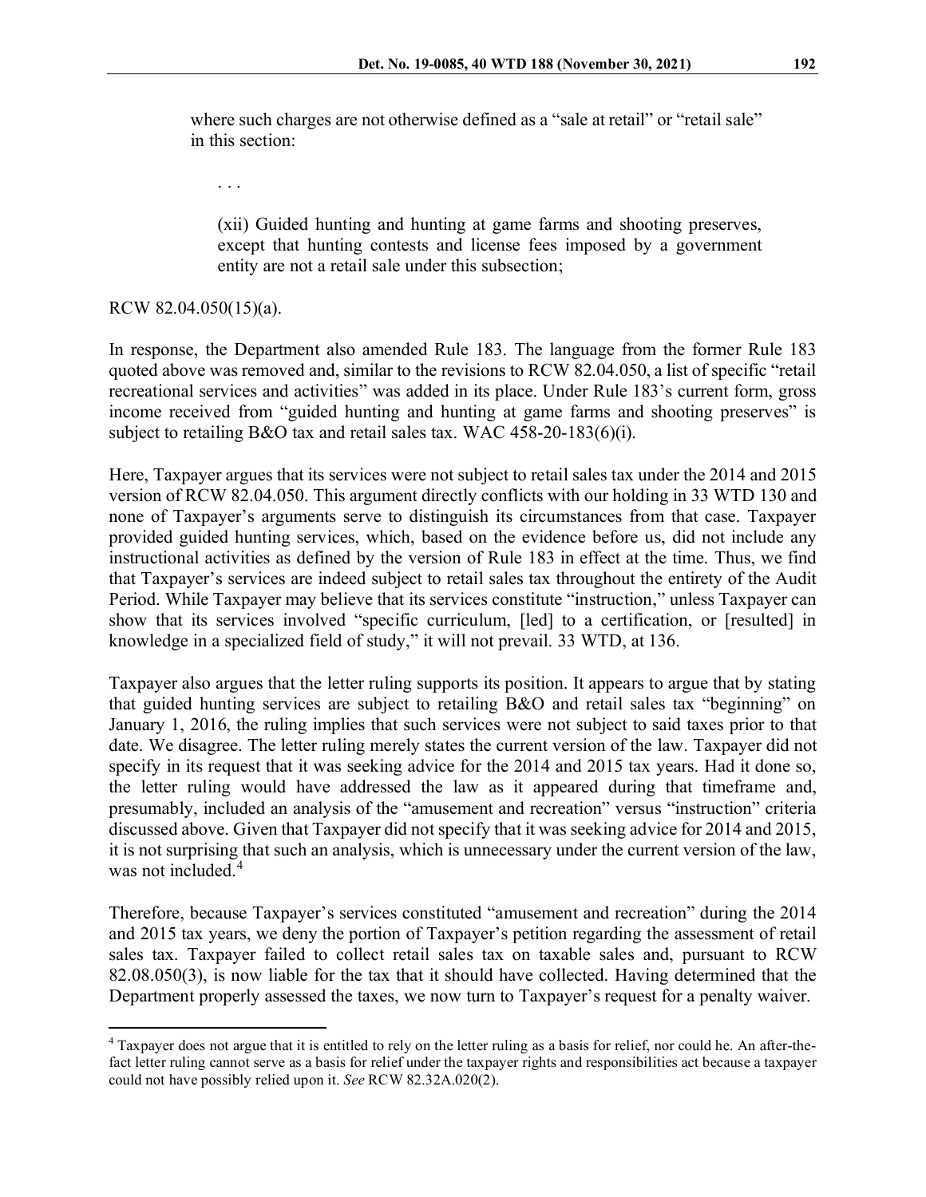> where such charges are not otherwise defined as a "sale at retail" or "retail sale" in this section:
>
> . . .
>
> (xii) Guided hunting and hunting at game farms and shooting preserves, except that hunting contests and license fees imposed by a government entity are not a retail sale under this subsection;

RCW 82.04.050(15)(a).

In response, the Department also amended Rule 183. The language from the former Rule 183 quoted above was removed and, similar to the revisions to RCW 82.04.050, a list of specific "retail recreational services and activities" was added in its place. Under Rule 183's current form, gross income received from "guided hunting and hunting at game farms and shooting preserves" is subject to retailing B&O tax and retail sales tax. WAC 458-20-183(6)(i).

Here, Taxpayer argues that its services were not subject to retail sales tax under the 2014 and 2015 version of RCW 82.04.050. This argument directly conflicts with our holding in 33 WTD 130 and none of Taxpayer's arguments serve to distinguish its circumstances from that case. Taxpayer provided guided hunting services, which, based on the evidence before us, did not include any instructional activities as defined by the version of Rule 183 in effect at the time. Thus, we find that Taxpayer's services are indeed subject to retail sales tax throughout the entirety of the Audit Period. While Taxpayer may believe that its services constitute "instruction," unless Taxpayer can show that its services involved "specific curriculum, [led] to a certification, or [resulted] in knowledge in a specialized field of study," it will not prevail. 33 WTD, at 136.

Taxpayer also argues that the letter ruling supports its position. It appears to argue that by stating that guided hunting services are subject to retailing B&O and retail sales tax "beginning" on January 1, 2016, the ruling implies that such services were not subject to said taxes prior to that date. We disagree. The letter ruling merely states the current version of the law. Taxpayer did not specify in its request that it was seeking advice for the 2014 and 2015 tax years. Had it done so, the letter ruling would have addressed the law as it appeared during that timeframe and, presumably, included an analysis of the "amusement and recreation" versus "instruction" criteria discussed above. Given that Taxpayer did not specify that it was seeking advice for 2014 and 2015, it is not surprising that such an analysis, which is unnecessary under the current version of the law, was not included.[4]

Therefore, because Taxpayer's services constituted "amusement and recreation" during the 2014 and 2015 tax years, we deny the portion of Taxpayer's petition regarding the assessment of retail sales tax. Taxpayer failed to collect retail sales tax on taxable sales and, pursuant to RCW 82.08.050(3), is now liable for the tax that it should have collected. Having determined that the Department properly assessed the taxes, we now turn to Taxpayer's request for a penalty waiver.

---

[4] Taxpayer does not argue that it is entitled to rely on the letter ruling as a basis for relief, nor could he. An after-the-fact letter ruling cannot serve as a basis for relief under the taxpayer rights and responsibilities act because a taxpayer could not have possibly relied upon it. *See* RCW 82.32A.020(2).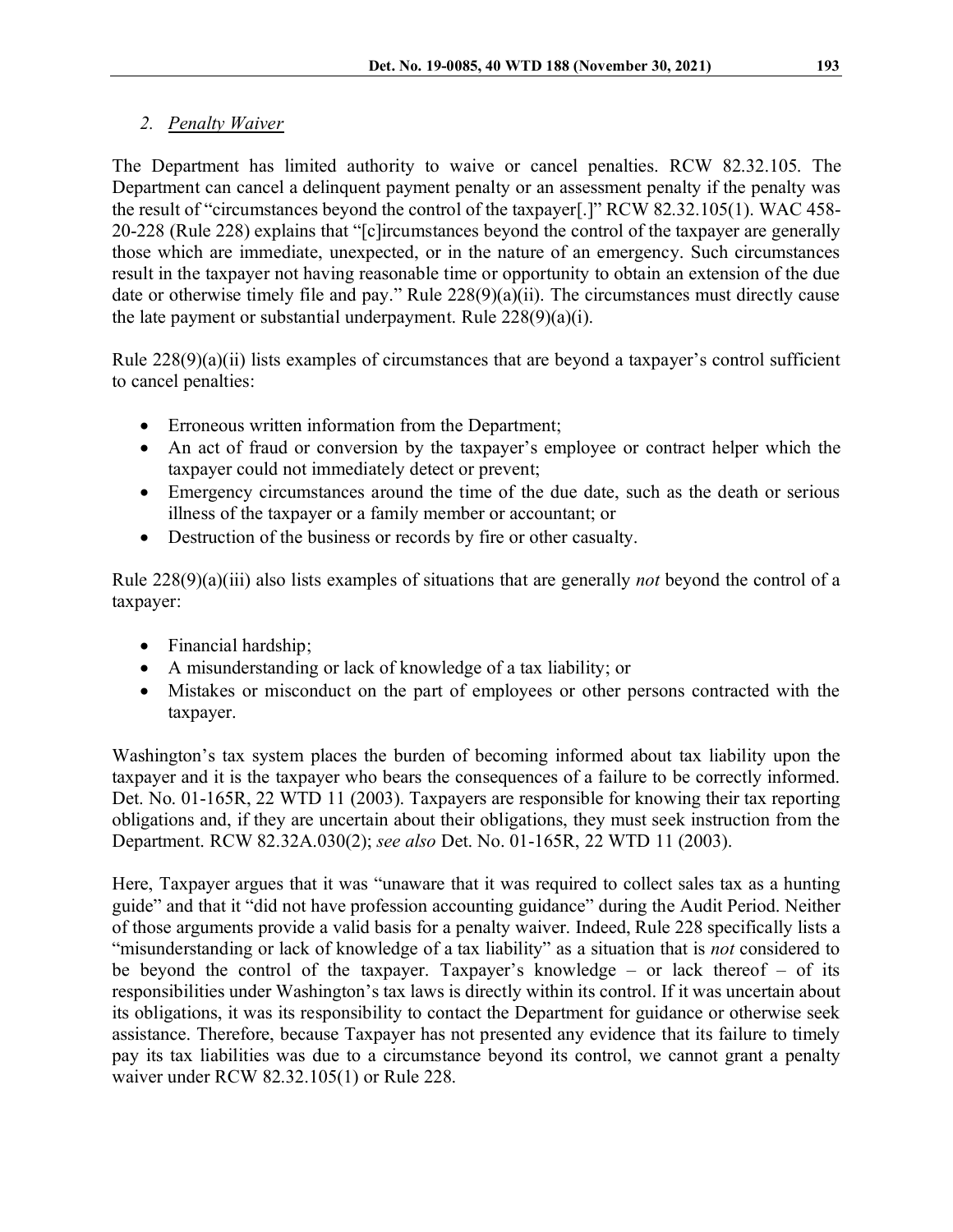## 2. *Penalty Waiver*

The Department has limited authority to waive or cancel penalties. RCW 82.32.105. The Department can cancel a delinquent payment penalty or an assessment penalty if the penalty was the result of "circumstances beyond the control of the taxpayer[.]" RCW 82.32.105(1). WAC 458-20-228 (Rule 228) explains that "[c]ircumstances beyond the control of the taxpayer are generally those which are immediate, unexpected, or in the nature of an emergency. Such circumstances result in the taxpayer not having reasonable time or opportunity to obtain an extension of the due date or otherwise timely file and pay." Rule 228(9)(a)(ii). The circumstances must directly cause the late payment or substantial underpayment. Rule 228(9)(a)(i).

Rule 228(9)(a)(ii) lists examples of circumstances that are beyond a taxpayer's control sufficient to cancel penalties:

- Erroneous written information from the Department;
- An act of fraud or conversion by the taxpayer's employee or contract helper which the taxpayer could not immediately detect or prevent;
- Emergency circumstances around the time of the due date, such as the death or serious illness of the taxpayer or a family member or accountant; or
- Destruction of the business or records by fire or other casualty.

Rule 228(9)(a)(iii) also lists examples of situations that are generally *not* beyond the control of a taxpayer:

- Financial hardship;
- A misunderstanding or lack of knowledge of a tax liability; or
- Mistakes or misconduct on the part of employees or other persons contracted with the taxpayer.

Washington's tax system places the burden of becoming informed about tax liability upon the taxpayer and it is the taxpayer who bears the consequences of a failure to be correctly informed. Det. No. 01-165R, 22 WTD 11 (2003). Taxpayers are responsible for knowing their tax reporting obligations and, if they are uncertain about their obligations, they must seek instruction from the Department. RCW 82.32A.030(2); *see also* Det. No. 01-165R, 22 WTD 11 (2003).

Here, Taxpayer argues that it was "unaware that it was required to collect sales tax as a hunting guide" and that it "did not have profession accounting guidance" during the Audit Period. Neither of those arguments provide a valid basis for a penalty waiver. Indeed, Rule 228 specifically lists a "misunderstanding or lack of knowledge of a tax liability" as a situation that is *not* considered to be beyond the control of the taxpayer. Taxpayer's knowledge – or lack thereof – of its responsibilities under Washington's tax laws is directly within its control. If it was uncertain about its obligations, it was its responsibility to contact the Department for guidance or otherwise seek assistance. Therefore, because Taxpayer has not presented any evidence that its failure to timely pay its tax liabilities was due to a circumstance beyond its control, we cannot grant a penalty waiver under RCW 82.32.105(1) or Rule 228.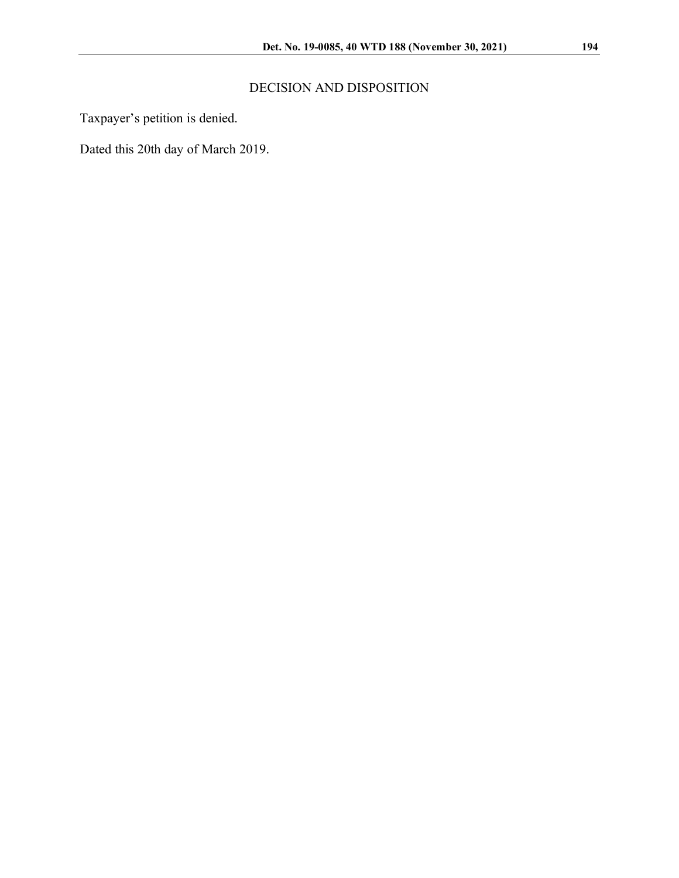## DECISION AND DISPOSITION

Taxpayer's petition is denied.

Dated this 20th day of March 2019.